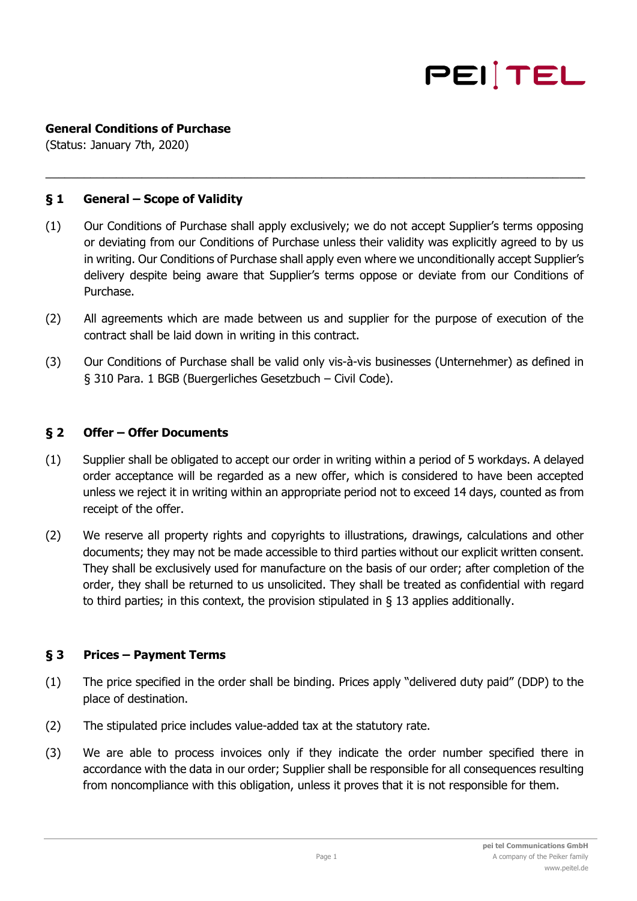**General Conditions of Purchase**
(Status: January 7th, 2020)

---

## § 1 General – Scope of Validity

(1) Our Conditions of Purchase shall apply exclusively; we do not accept Supplier's terms opposing or deviating from our Conditions of Purchase unless their validity was explicitly agreed to by us in writing. Our Conditions of Purchase shall apply even where we unconditionally accept Supplier's delivery despite being aware that Supplier's terms oppose or deviate from our Conditions of Purchase.

(2) All agreements which are made between us and supplier for the purpose of execution of the contract shall be laid down in writing in this contract.

(3) Our Conditions of Purchase shall be valid only vis-à-vis businesses (Unternehmer) as defined in § 310 Para. 1 BGB (Buergerliches Gesetzbuch – Civil Code).

## § 2 Offer – Offer Documents

(1) Supplier shall be obligated to accept our order in writing within a period of 5 workdays. A delayed order acceptance will be regarded as a new offer, which is considered to have been accepted unless we reject it in writing within an appropriate period not to exceed 14 days, counted as from receipt of the offer.

(2) We reserve all property rights and copyrights to illustrations, drawings, calculations and other documents; they may not be made accessible to third parties without our explicit written consent. They shall be exclusively used for manufacture on the basis of our order; after completion of the order, they shall be returned to us unsolicited. They shall be treated as confidential with regard to third parties; in this context, the provision stipulated in § 13 applies additionally.

## § 3 Prices – Payment Terms

(1) The price specified in the order shall be binding. Prices apply "delivered duty paid" (DDP) to the place of destination.

(2) The stipulated price includes value-added tax at the statutory rate.

(3) We are able to process invoices only if they indicate the order number specified there in accordance with the data in our order; Supplier shall be responsible for all consequences resulting from noncompliance with this obligation, unless it proves that it is not responsible for them.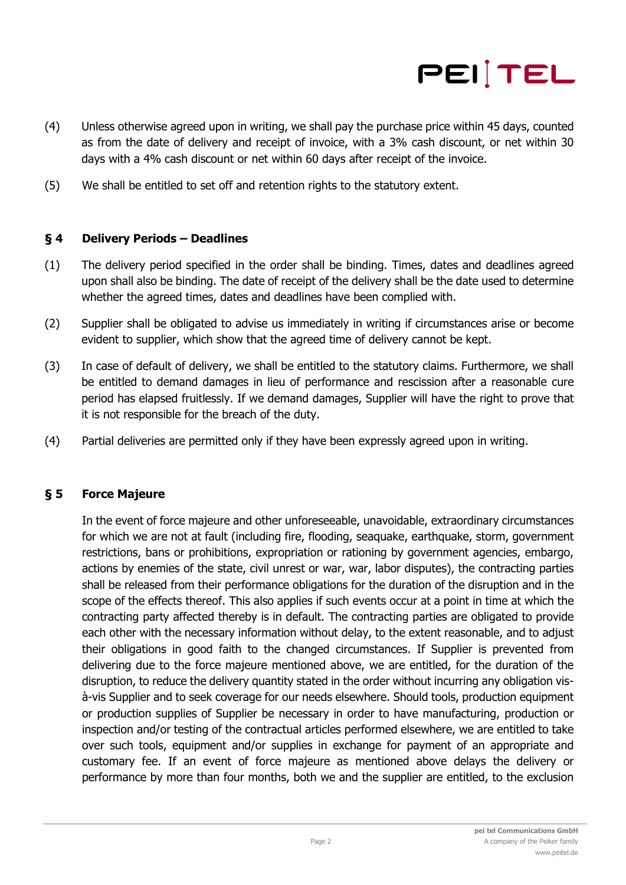(4) Unless otherwise agreed upon in writing, we shall pay the purchase price within 45 days, counted as from the date of delivery and receipt of invoice, with a 3% cash discount, or net within 30 days with a 4% cash discount or net within 60 days after receipt of the invoice.

(5) We shall be entitled to set off and retention rights to the statutory extent.

## § 4 Delivery Periods – Deadlines

(1) The delivery period specified in the order shall be binding. Times, dates and deadlines agreed upon shall also be binding. The date of receipt of the delivery shall be the date used to determine whether the agreed times, dates and deadlines have been complied with.

(2) Supplier shall be obligated to advise us immediately in writing if circumstances arise or become evident to supplier, which show that the agreed time of delivery cannot be kept.

(3) In case of default of delivery, we shall be entitled to the statutory claims. Furthermore, we shall be entitled to demand damages in lieu of performance and rescission after a reasonable cure period has elapsed fruitlessly. If we demand damages, Supplier will have the right to prove that it is not responsible for the breach of the duty.

(4) Partial deliveries are permitted only if they have been expressly agreed upon in writing.

## § 5 Force Majeure

In the event of force majeure and other unforeseeable, unavoidable, extraordinary circumstances for which we are not at fault (including fire, flooding, seaquake, earthquake, storm, government restrictions, bans or prohibitions, expropriation or rationing by government agencies, embargo, actions by enemies of the state, civil unrest or war, war, labor disputes), the contracting parties shall be released from their performance obligations for the duration of the disruption and in the scope of the effects thereof. This also applies if such events occur at a point in time at which the contracting party affected thereby is in default. The contracting parties are obligated to provide each other with the necessary information without delay, to the extent reasonable, and to adjust their obligations in good faith to the changed circumstances. If Supplier is prevented from delivering due to the force majeure mentioned above, we are entitled, for the duration of the disruption, to reduce the delivery quantity stated in the order without incurring any obligation vis-à-vis Supplier and to seek coverage for our needs elsewhere. Should tools, production equipment or production supplies of Supplier be necessary in order to have manufacturing, production or inspection and/or testing of the contractual articles performed elsewhere, we are entitled to take over such tools, equipment and/or supplies in exchange for payment of an appropriate and customary fee. If an event of force majeure as mentioned above delays the delivery or performance by more than four months, both we and the supplier are entitled, to the exclusion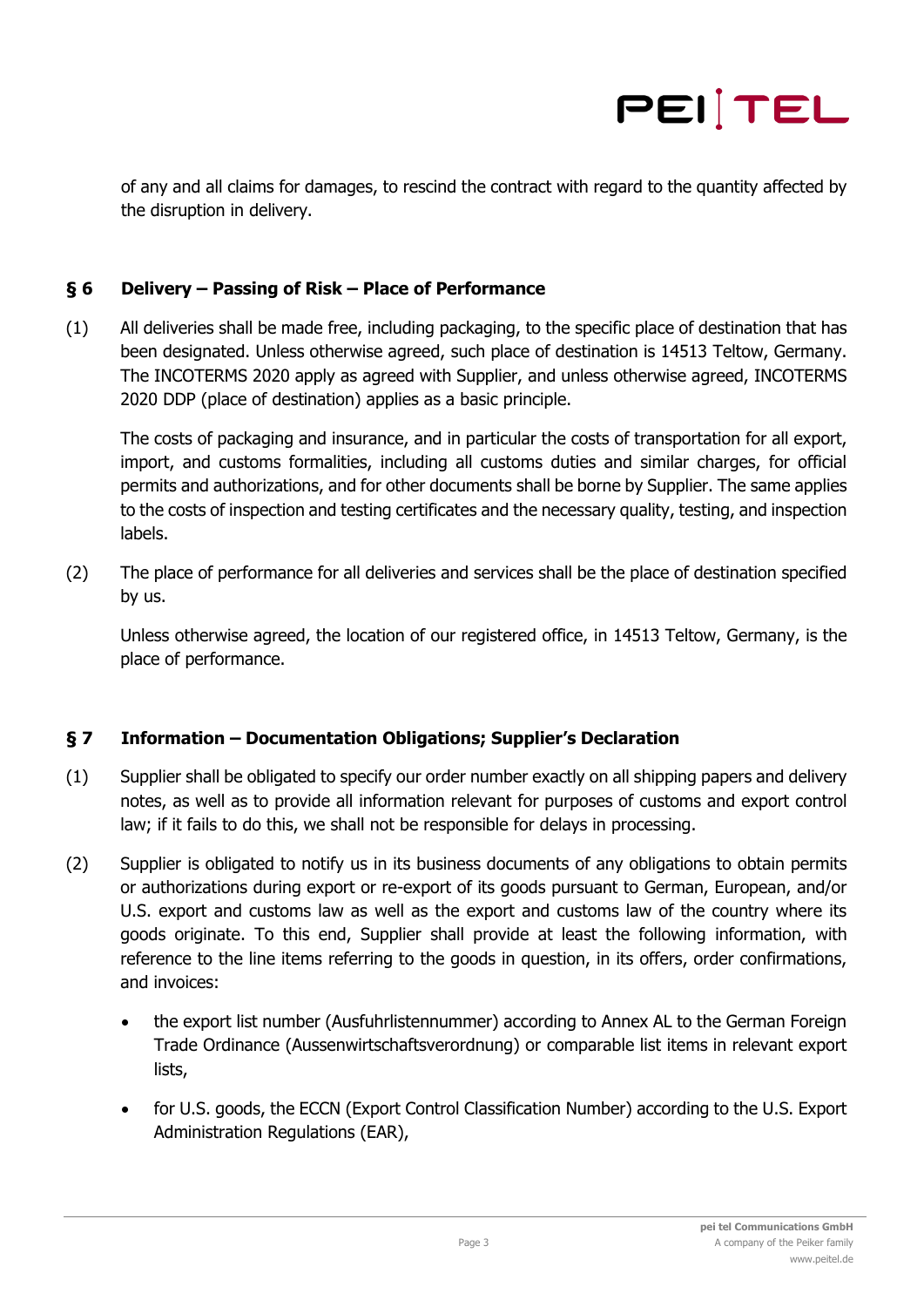of any and all claims for damages, to rescind the contract with regard to the quantity affected by the disruption in delivery.

## § 6 Delivery – Passing of Risk – Place of Performance

(1) All deliveries shall be made free, including packaging, to the specific place of destination that has been designated. Unless otherwise agreed, such place of destination is 14513 Teltow, Germany. The INCOTERMS 2020 apply as agreed with Supplier, and unless otherwise agreed, INCOTERMS 2020 DDP (place of destination) applies as a basic principle.

The costs of packaging and insurance, and in particular the costs of transportation for all export, import, and customs formalities, including all customs duties and similar charges, for official permits and authorizations, and for other documents shall be borne by Supplier. The same applies to the costs of inspection and testing certificates and the necessary quality, testing, and inspection labels.

(2) The place of performance for all deliveries and services shall be the place of destination specified by us.

Unless otherwise agreed, the location of our registered office, in 14513 Teltow, Germany, is the place of performance.

## § 7 Information – Documentation Obligations; Supplier's Declaration

(1) Supplier shall be obligated to specify our order number exactly on all shipping papers and delivery notes, as well as to provide all information relevant for purposes of customs and export control law; if it fails to do this, we shall not be responsible for delays in processing.

(2) Supplier is obligated to notify us in its business documents of any obligations to obtain permits or authorizations during export or re-export of its goods pursuant to German, European, and/or U.S. export and customs law as well as the export and customs law of the country where its goods originate. To this end, Supplier shall provide at least the following information, with reference to the line items referring to the goods in question, in its offers, order confirmations, and invoices:

- the export list number (Ausfuhrlistennummer) according to Annex AL to the German Foreign Trade Ordinance (Aussenwirtschaftsverordnung) or comparable list items in relevant export lists,
- for U.S. goods, the ECCN (Export Control Classification Number) according to the U.S. Export Administration Regulations (EAR),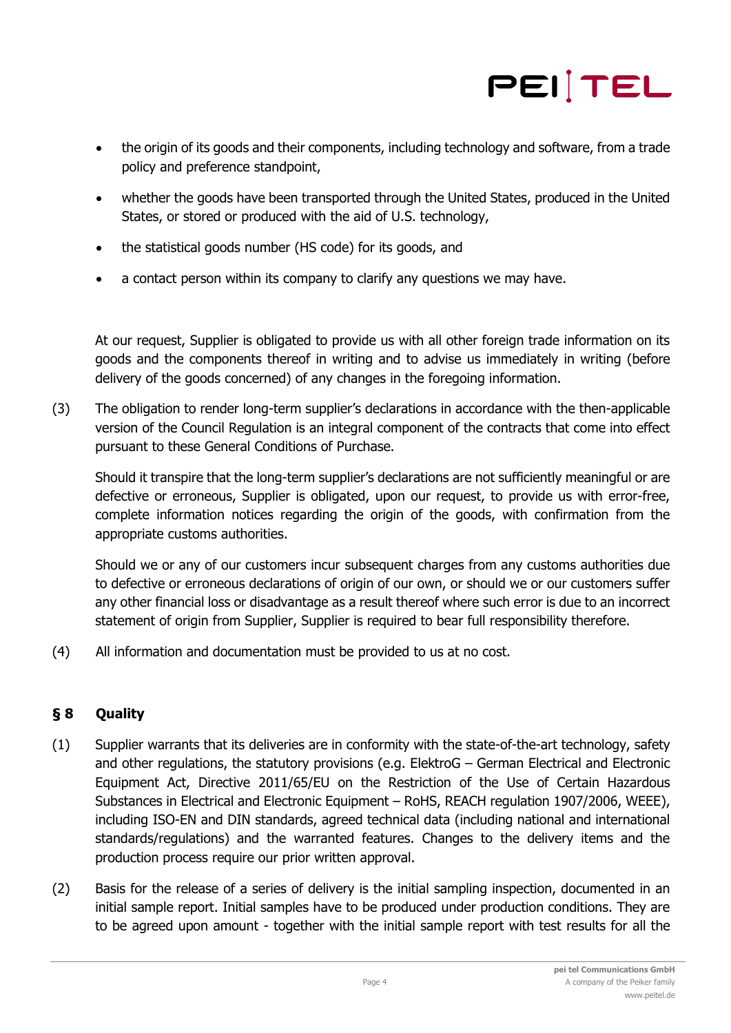- the origin of its goods and their components, including technology and software, from a trade policy and preference standpoint,
- whether the goods have been transported through the United States, produced in the United States, or stored or produced with the aid of U.S. technology,
- the statistical goods number (HS code) for its goods, and
- a contact person within its company to clarify any questions we may have.

At our request, Supplier is obligated to provide us with all other foreign trade information on its goods and the components thereof in writing and to advise us immediately in writing (before delivery of the goods concerned) of any changes in the foregoing information.

(3) The obligation to render long-term supplier's declarations in accordance with the then-applicable version of the Council Regulation is an integral component of the contracts that come into effect pursuant to these General Conditions of Purchase.

Should it transpire that the long-term supplier's declarations are not sufficiently meaningful or are defective or erroneous, Supplier is obligated, upon our request, to provide us with error-free, complete information notices regarding the origin of the goods, with confirmation from the appropriate customs authorities.

Should we or any of our customers incur subsequent charges from any customs authorities due to defective or erroneous declarations of origin of our own, or should we or our customers suffer any other financial loss or disadvantage as a result thereof where such error is due to an incorrect statement of origin from Supplier, Supplier is required to bear full responsibility therefore.

(4) All information and documentation must be provided to us at no cost.

## § 8 Quality

(1) Supplier warrants that its deliveries are in conformity with the state-of-the-art technology, safety and other regulations, the statutory provisions (e.g. ElektroG – German Electrical and Electronic Equipment Act, Directive 2011/65/EU on the Restriction of the Use of Certain Hazardous Substances in Electrical and Electronic Equipment – RoHS, REACH regulation 1907/2006, WEEE), including ISO-EN and DIN standards, agreed technical data (including national and international standards/regulations) and the warranted features. Changes to the delivery items and the production process require our prior written approval.

(2) Basis for the release of a series of delivery is the initial sampling inspection, documented in an initial sample report. Initial samples have to be produced under production conditions. They are to be agreed upon amount - together with the initial sample report with test results for all the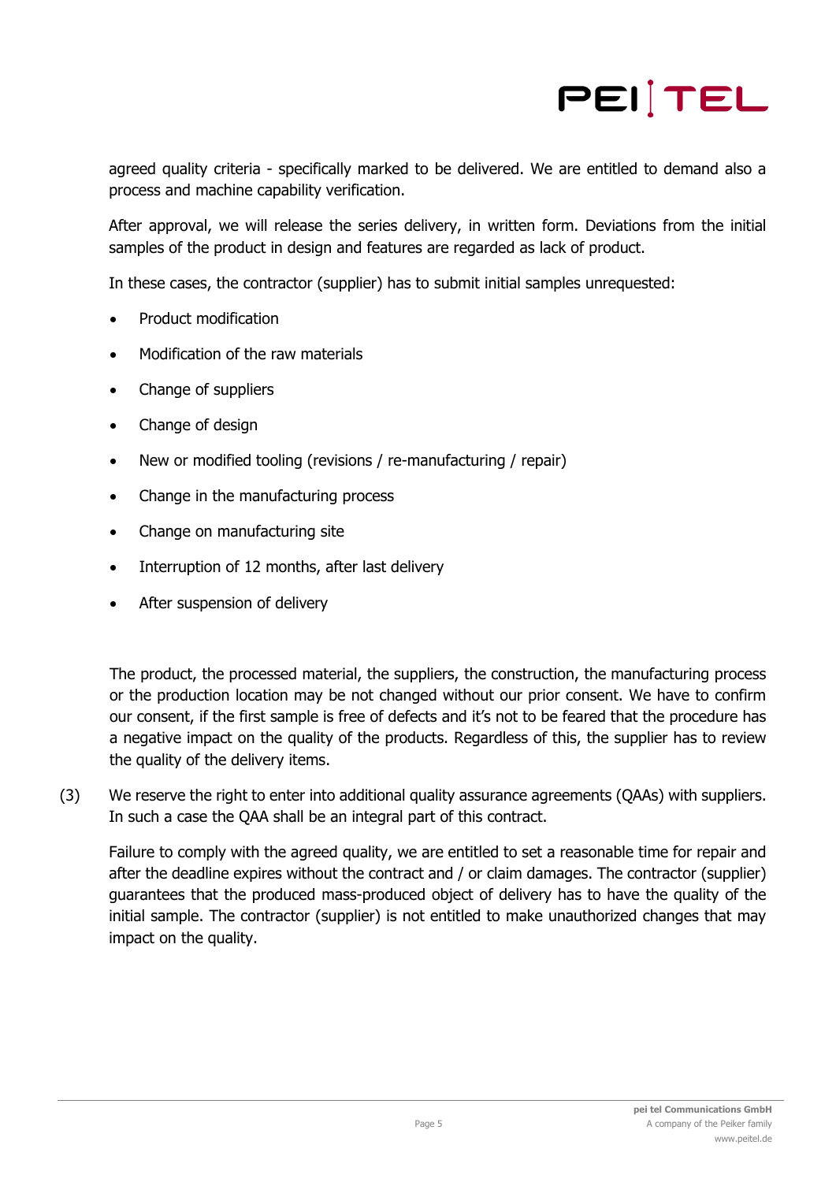agreed quality criteria - specifically marked to be delivered. We are entitled to demand also a process and machine capability verification.

After approval, we will release the series delivery, in written form. Deviations from the initial samples of the product in design and features are regarded as lack of product.

In these cases, the contractor (supplier) has to submit initial samples unrequested:

- Product modification
- Modification of the raw materials
- Change of suppliers
- Change of design
- New or modified tooling (revisions / re-manufacturing / repair)
- Change in the manufacturing process
- Change on manufacturing site
- Interruption of 12 months, after last delivery
- After suspension of delivery

The product, the processed material, the suppliers, the construction, the manufacturing process or the production location may be not changed without our prior consent. We have to confirm our consent, if the first sample is free of defects and it's not to be feared that the procedure has a negative impact on the quality of the products. Regardless of this, the supplier has to review the quality of the delivery items.

(3) We reserve the right to enter into additional quality assurance agreements (QAAs) with suppliers. In such a case the QAA shall be an integral part of this contract.

Failure to comply with the agreed quality, we are entitled to set a reasonable time for repair and after the deadline expires without the contract and / or claim damages. The contractor (supplier) guarantees that the produced mass-produced object of delivery has to have the quality of the initial sample. The contractor (supplier) is not entitled to make unauthorized changes that may impact on the quality.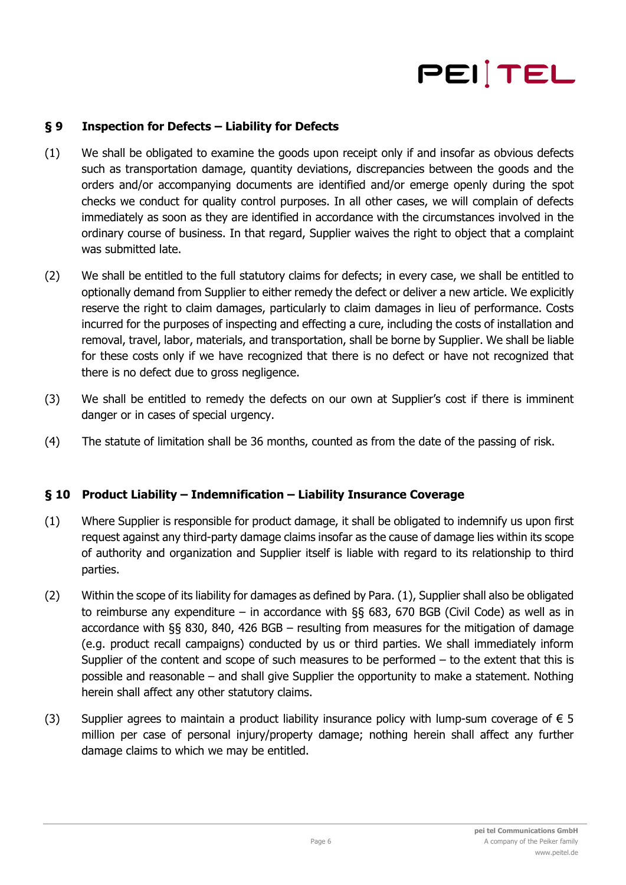## § 9 Inspection for Defects – Liability for Defects

(1) We shall be obligated to examine the goods upon receipt only if and insofar as obvious defects such as transportation damage, quantity deviations, discrepancies between the goods and the orders and/or accompanying documents are identified and/or emerge openly during the spot checks we conduct for quality control purposes. In all other cases, we will complain of defects immediately as soon as they are identified in accordance with the circumstances involved in the ordinary course of business. In that regard, Supplier waives the right to object that a complaint was submitted late.

(2) We shall be entitled to the full statutory claims for defects; in every case, we shall be entitled to optionally demand from Supplier to either remedy the defect or deliver a new article. We explicitly reserve the right to claim damages, particularly to claim damages in lieu of performance. Costs incurred for the purposes of inspecting and effecting a cure, including the costs of installation and removal, travel, labor, materials, and transportation, shall be borne by Supplier. We shall be liable for these costs only if we have recognized that there is no defect or have not recognized that there is no defect due to gross negligence.

(3) We shall be entitled to remedy the defects on our own at Supplier's cost if there is imminent danger or in cases of special urgency.

(4) The statute of limitation shall be 36 months, counted as from the date of the passing of risk.

## § 10 Product Liability – Indemnification – Liability Insurance Coverage

(1) Where Supplier is responsible for product damage, it shall be obligated to indemnify us upon first request against any third-party damage claims insofar as the cause of damage lies within its scope of authority and organization and Supplier itself is liable with regard to its relationship to third parties.

(2) Within the scope of its liability for damages as defined by Para. (1), Supplier shall also be obligated to reimburse any expenditure – in accordance with §§ 683, 670 BGB (Civil Code) as well as in accordance with §§ 830, 840, 426 BGB – resulting from measures for the mitigation of damage (e.g. product recall campaigns) conducted by us or third parties. We shall immediately inform Supplier of the content and scope of such measures to be performed – to the extent that this is possible and reasonable – and shall give Supplier the opportunity to make a statement. Nothing herein shall affect any other statutory claims.

(3) Supplier agrees to maintain a product liability insurance policy with lump-sum coverage of € 5 million per case of personal injury/property damage; nothing herein shall affect any further damage claims to which we may be entitled.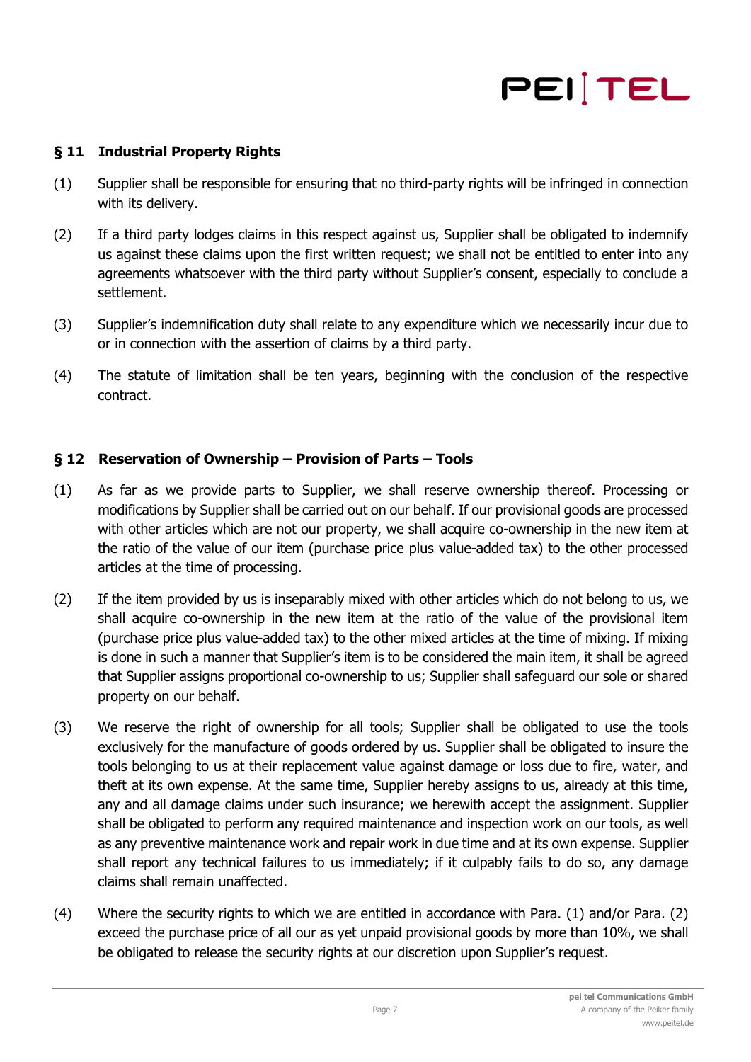## § 11 Industrial Property Rights

(1) Supplier shall be responsible for ensuring that no third-party rights will be infringed in connection with its delivery.

(2) If a third party lodges claims in this respect against us, Supplier shall be obligated to indemnify us against these claims upon the first written request; we shall not be entitled to enter into any agreements whatsoever with the third party without Supplier's consent, especially to conclude a settlement.

(3) Supplier's indemnification duty shall relate to any expenditure which we necessarily incur due to or in connection with the assertion of claims by a third party.

(4) The statute of limitation shall be ten years, beginning with the conclusion of the respective contract.

## § 12 Reservation of Ownership – Provision of Parts – Tools

(1) As far as we provide parts to Supplier, we shall reserve ownership thereof. Processing or modifications by Supplier shall be carried out on our behalf. If our provisional goods are processed with other articles which are not our property, we shall acquire co-ownership in the new item at the ratio of the value of our item (purchase price plus value-added tax) to the other processed articles at the time of processing.

(2) If the item provided by us is inseparably mixed with other articles which do not belong to us, we shall acquire co-ownership in the new item at the ratio of the value of the provisional item (purchase price plus value-added tax) to the other mixed articles at the time of mixing. If mixing is done in such a manner that Supplier's item is to be considered the main item, it shall be agreed that Supplier assigns proportional co-ownership to us; Supplier shall safeguard our sole or shared property on our behalf.

(3) We reserve the right of ownership for all tools; Supplier shall be obligated to use the tools exclusively for the manufacture of goods ordered by us. Supplier shall be obligated to insure the tools belonging to us at their replacement value against damage or loss due to fire, water, and theft at its own expense. At the same time, Supplier hereby assigns to us, already at this time, any and all damage claims under such insurance; we herewith accept the assignment. Supplier shall be obligated to perform any required maintenance and inspection work on our tools, as well as any preventive maintenance work and repair work in due time and at its own expense. Supplier shall report any technical failures to us immediately; if it culpably fails to do so, any damage claims shall remain unaffected.

(4) Where the security rights to which we are entitled in accordance with Para. (1) and/or Para. (2) exceed the purchase price of all our as yet unpaid provisional goods by more than 10%, we shall be obligated to release the security rights at our discretion upon Supplier's request.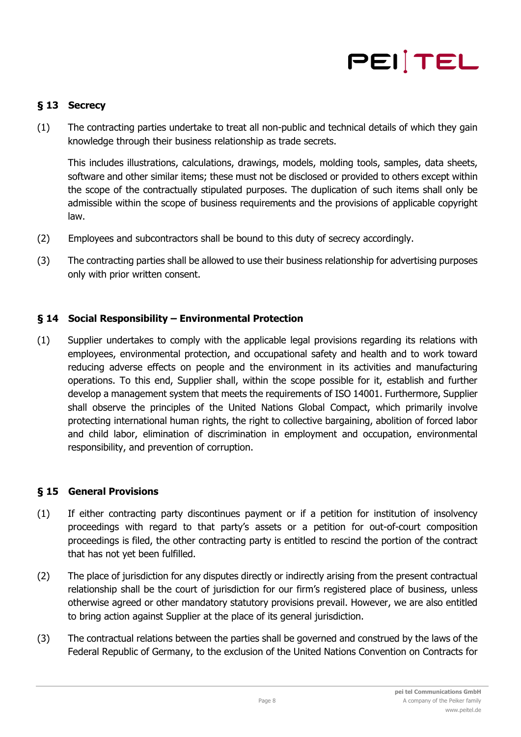## § 13 Secrecy

(1) The contracting parties undertake to treat all non-public and technical details of which they gain knowledge through their business relationship as trade secrets.

This includes illustrations, calculations, drawings, models, molding tools, samples, data sheets, software and other similar items; these must not be disclosed or provided to others except within the scope of the contractually stipulated purposes. The duplication of such items shall only be admissible within the scope of business requirements and the provisions of applicable copyright law.

(2) Employees and subcontractors shall be bound to this duty of secrecy accordingly.

(3) The contracting parties shall be allowed to use their business relationship for advertising purposes only with prior written consent.

## § 14 Social Responsibility – Environmental Protection

(1) Supplier undertakes to comply with the applicable legal provisions regarding its relations with employees, environmental protection, and occupational safety and health and to work toward reducing adverse effects on people and the environment in its activities and manufacturing operations. To this end, Supplier shall, within the scope possible for it, establish and further develop a management system that meets the requirements of ISO 14001. Furthermore, Supplier shall observe the principles of the United Nations Global Compact, which primarily involve protecting international human rights, the right to collective bargaining, abolition of forced labor and child labor, elimination of discrimination in employment and occupation, environmental responsibility, and prevention of corruption.

## § 15 General Provisions

(1) If either contracting party discontinues payment or if a petition for institution of insolvency proceedings with regard to that party's assets or a petition for out-of-court composition proceedings is filed, the other contracting party is entitled to rescind the portion of the contract that has not yet been fulfilled.

(2) The place of jurisdiction for any disputes directly or indirectly arising from the present contractual relationship shall be the court of jurisdiction for our firm's registered place of business, unless otherwise agreed or other mandatory statutory provisions prevail. However, we are also entitled to bring action against Supplier at the place of its general jurisdiction.

(3) The contractual relations between the parties shall be governed and construed by the laws of the Federal Republic of Germany, to the exclusion of the United Nations Convention on Contracts for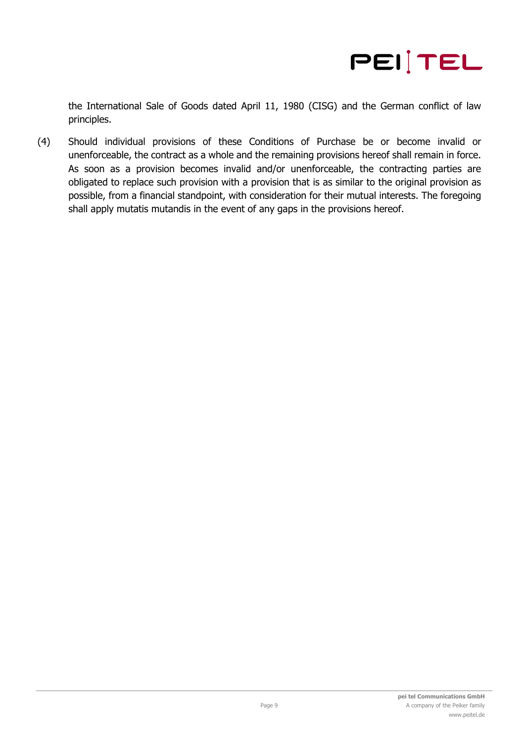the International Sale of Goods dated April 11, 1980 (CISG) and the German conflict of law principles.

(4) Should individual provisions of these Conditions of Purchase be or become invalid or unenforceable, the contract as a whole and the remaining provisions hereof shall remain in force. As soon as a provision becomes invalid and/or unenforceable, the contracting parties are obligated to replace such provision with a provision that is as similar to the original provision as possible, from a financial standpoint, with consideration for their mutual interests. The foregoing shall apply mutatis mutandis in the event of any gaps in the provisions hereof.